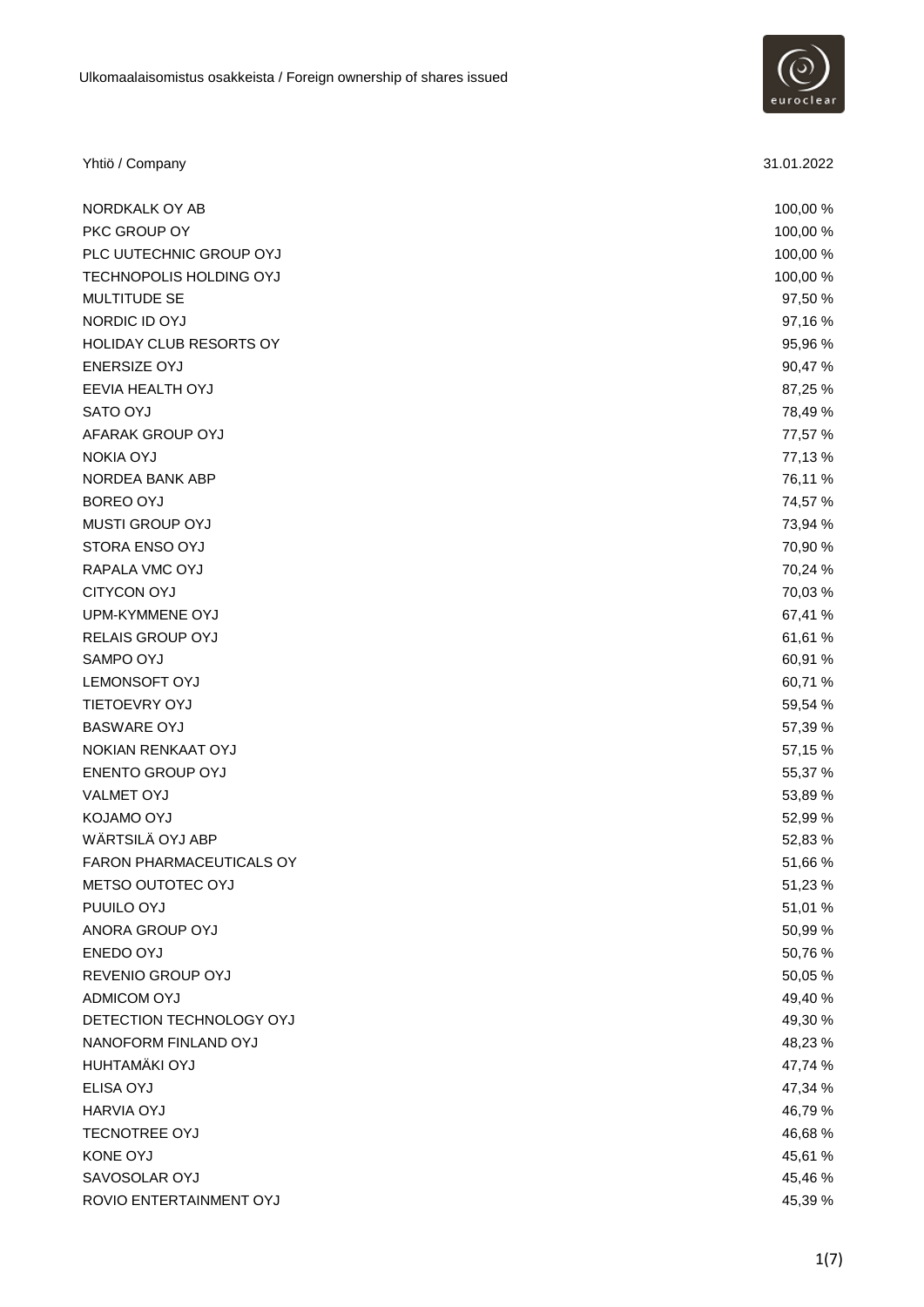Ulkomaalaisomistus osakkeista / Foreign ownership of shares issued

| Yhtiö / Company | 31.01.2022 |
| --- | --- |
| NORDKALK OY AB | 100,00 % |
| PKC GROUP OY | 100,00 % |
| PLC UUTECHNIC GROUP OYJ | 100,00 % |
| TECHNOPOLIS HOLDING OYJ | 100,00 % |
| MULTITUDE SE | 97,50 % |
| NORDIC ID OYJ | 97,16 % |
| HOLIDAY CLUB RESORTS OY | 95,96 % |
| ENERSIZE OYJ | 90,47 % |
| EEVIA HEALTH OYJ | 87,25 % |
| SATO OYJ | 78,49 % |
| AFARAK GROUP OYJ | 77,57 % |
| NOKIA OYJ | 77,13 % |
| NORDEA BANK ABP | 76,11 % |
| BOREO OYJ | 74,57 % |
| MUSTI GROUP OYJ | 73,94 % |
| STORA ENSO OYJ | 70,90 % |
| RAPALA VMC OYJ | 70,24 % |
| CITYCON OYJ | 70,03 % |
| UPM-KYMMENE OYJ | 67,41 % |
| RELAIS GROUP OYJ | 61,61 % |
| SAMPO OYJ | 60,91 % |
| LEMONSOFT OYJ | 60,71 % |
| TIETOEVRY OYJ | 59,54 % |
| BASWARE OYJ | 57,39 % |
| NOKIAN RENKAAT OYJ | 57,15 % |
| ENENTO GROUP OYJ | 55,37 % |
| VALMET OYJ | 53,89 % |
| KOJAMO OYJ | 52,99 % |
| WÄRTSILÄ OYJ ABP | 52,83 % |
| FARON PHARMACEUTICALS OY | 51,66 % |
| METSO OUTOTEC OYJ | 51,23 % |
| PUUILO OYJ | 51,01 % |
| ANORA GROUP OYJ | 50,99 % |
| ENEDO OYJ | 50,76 % |
| REVENIO GROUP OYJ | 50,05 % |
| ADMICOM OYJ | 49,40 % |
| DETECTION TECHNOLOGY OYJ | 49,30 % |
| NANOFORM FINLAND OYJ | 48,23 % |
| HUHTAMÄKI OYJ | 47,74 % |
| ELISA OYJ | 47,34 % |
| HARVIA OYJ | 46,79 % |
| TECNOTREE OYJ | 46,68 % |
| KONE OYJ | 45,61 % |
| SAVOSOLAR OYJ | 45,46 % |
| ROVIO ENTERTAINMENT OYJ | 45,39 % |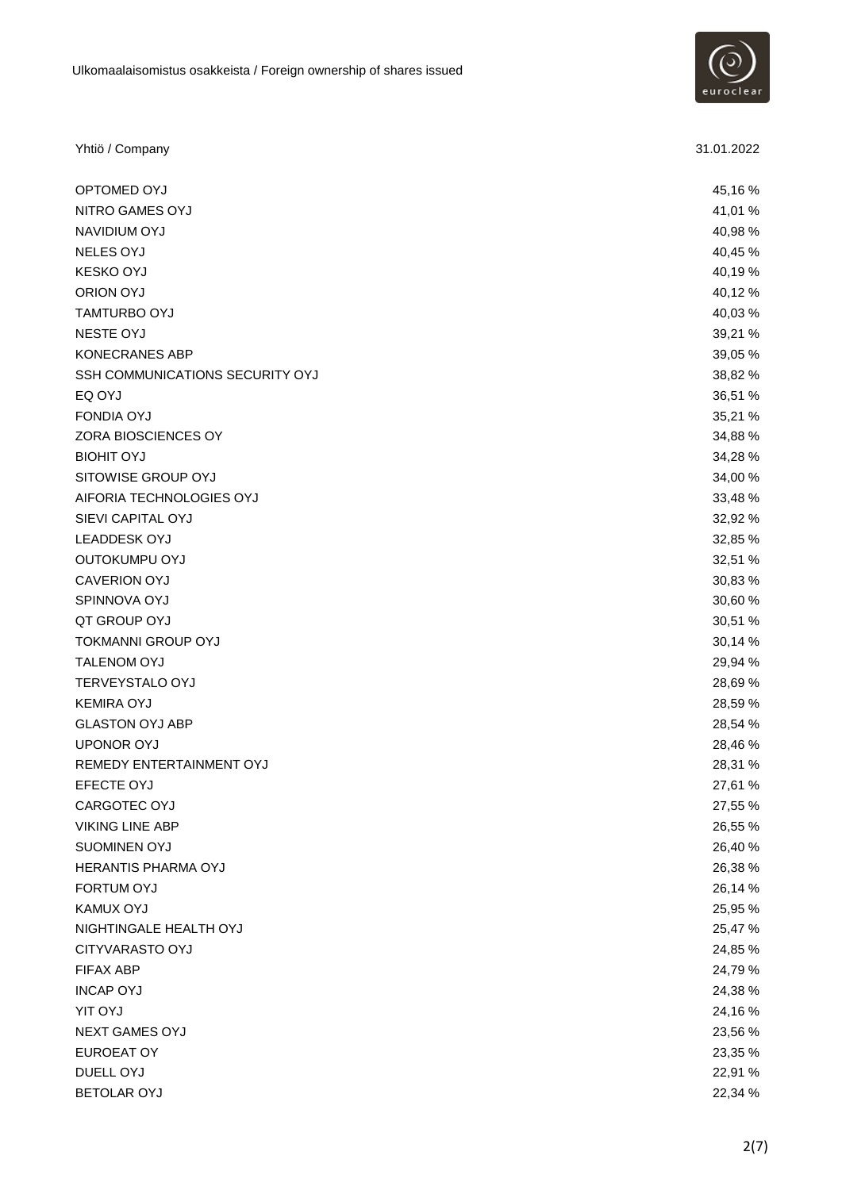Ulkomaalaisomistus osakkeista / Foreign ownership of shares issued

| Yhtiö / Company | 31.01.2022 |
| --- | --- |
| OPTOMED OYJ | 45,16 % |
| NITRO GAMES OYJ | 41,01 % |
| NAVIDIUM OYJ | 40,98 % |
| NELES OYJ | 40,45 % |
| KESKO OYJ | 40,19 % |
| ORION OYJ | 40,12 % |
| TAMTURBO OYJ | 40,03 % |
| NESTE OYJ | 39,21 % |
| KONECRANES ABP | 39,05 % |
| SSH COMMUNICATIONS SECURITY OYJ | 38,82 % |
| EQ OYJ | 36,51 % |
| FONDIA OYJ | 35,21 % |
| ZORA BIOSCIENCES OY | 34,88 % |
| BIOHIT OYJ | 34,28 % |
| SITOWISE GROUP OYJ | 34,00 % |
| AIFORIA TECHNOLOGIES OYJ | 33,48 % |
| SIEVI CAPITAL OYJ | 32,92 % |
| LEADDESK OYJ | 32,85 % |
| OUTOKUMPU OYJ | 32,51 % |
| CAVERION OYJ | 30,83 % |
| SPINNOVA OYJ | 30,60 % |
| QT GROUP OYJ | 30,51 % |
| TOKMANNI GROUP OYJ | 30,14 % |
| TALENOM OYJ | 29,94 % |
| TERVEYSTALO OYJ | 28,69 % |
| KEMIRA OYJ | 28,59 % |
| GLASTON OYJ ABP | 28,54 % |
| UPONOR OYJ | 28,46 % |
| REMEDY ENTERTAINMENT OYJ | 28,31 % |
| EFECTE OYJ | 27,61 % |
| CARGOTEC OYJ | 27,55 % |
| VIKING LINE ABP | 26,55 % |
| SUOMINEN OYJ | 26,40 % |
| HERANTIS PHARMA OYJ | 26,38 % |
| FORTUM OYJ | 26,14 % |
| KAMUX OYJ | 25,95 % |
| NIGHTINGALE HEALTH OYJ | 25,47 % |
| CITYVARASTO OYJ | 24,85 % |
| FIFAX ABP | 24,79 % |
| INCAP OYJ | 24,38 % |
| YIT OYJ | 24,16 % |
| NEXT GAMES OYJ | 23,56 % |
| EUROEAT OY | 23,35 % |
| DUELL OYJ | 22,91 % |
| BETOLAR OYJ | 22,34 % |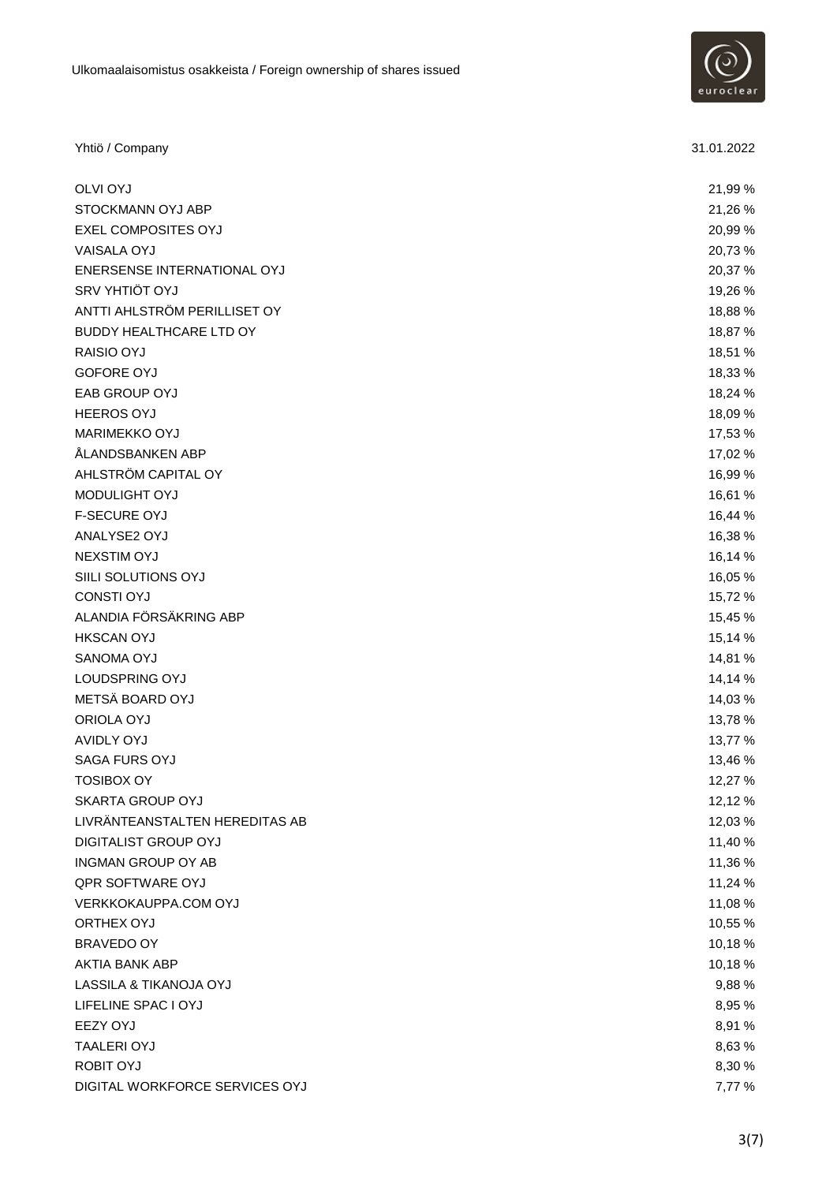Ulkomaalaisomistus osakkeista / Foreign ownership of shares issued

| Yhtiö / Company | 31.01.2022 |
|---|---|
| OLVI OYJ | 21,99 % |
| STOCKMANN OYJ ABP | 21,26 % |
| EXEL COMPOSITES OYJ | 20,99 % |
| VAISALA OYJ | 20,73 % |
| ENERSENSE INTERNATIONAL OYJ | 20,37 % |
| SRV YHTIÖT OYJ | 19,26 % |
| ANTTI AHLSTRÖM PERILLISET OY | 18,88 % |
| BUDDY HEALTHCARE LTD OY | 18,87 % |
| RAISIO OYJ | 18,51 % |
| GOFORE OYJ | 18,33 % |
| EAB GROUP OYJ | 18,24 % |
| HEEROS OYJ | 18,09 % |
| MARIMEKKO OYJ | 17,53 % |
| ÅLANDSBANKEN ABP | 17,02 % |
| AHLSTRÖM CAPITAL OY | 16,99 % |
| MODULIGHT OYJ | 16,61 % |
| F-SECURE OYJ | 16,44 % |
| ANALYSE2 OYJ | 16,38 % |
| NEXSTIM OYJ | 16,14 % |
| SIILI SOLUTIONS OYJ | 16,05 % |
| CONSTI OYJ | 15,72 % |
| ALANDIA FÖRSÄKRING ABP | 15,45 % |
| HKSCAN OYJ | 15,14 % |
| SANOMA OYJ | 14,81 % |
| LOUDSPRING OYJ | 14,14 % |
| METSÄ BOARD OYJ | 14,03 % |
| ORIOLA OYJ | 13,78 % |
| AVIDLY OYJ | 13,77 % |
| SAGA FURS OYJ | 13,46 % |
| TOSIBOX OY | 12,27 % |
| SKARTA GROUP OYJ | 12,12 % |
| LIVRÄNTEANSTALTEN HEREDITAS AB | 12,03 % |
| DIGITALIST GROUP OYJ | 11,40 % |
| INGMAN GROUP OY AB | 11,36 % |
| QPR SOFTWARE OYJ | 11,24 % |
| VERKKOKAUPPA.COM OYJ | 11,08 % |
| ORTHEX OYJ | 10,55 % |
| BRAVEDO OY | 10,18 % |
| AKTIA BANK ABP | 10,18 % |
| LASSILA & TIKANOJA OYJ | 9,88 % |
| LIFELINE SPAC I OYJ | 8,95 % |
| EEZY OYJ | 8,91 % |
| TAALERI OYJ | 8,63 % |
| ROBIT OYJ | 8,30 % |
| DIGITAL WORKFORCE SERVICES OYJ | 7,77 % |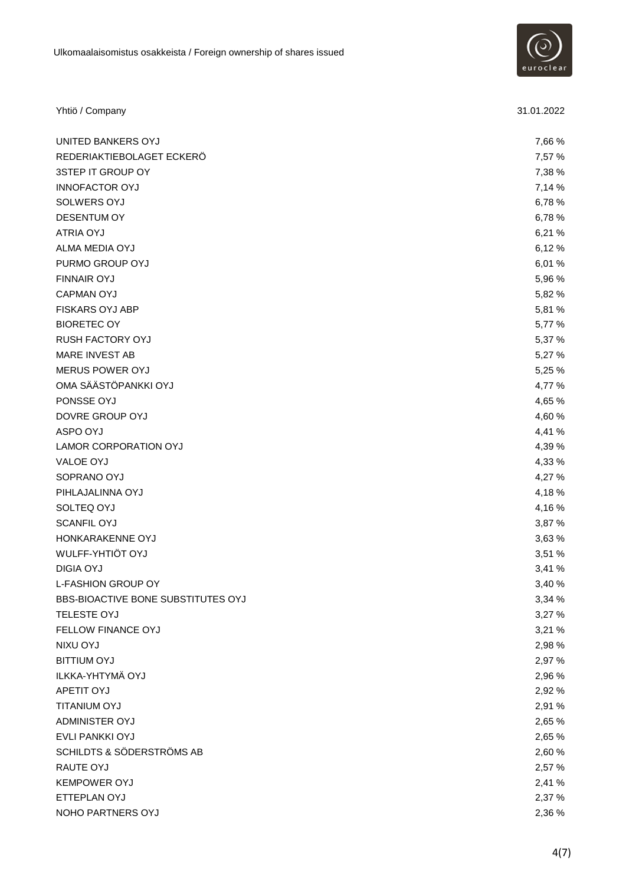Ulkomaalaisomistus osakkeista / Foreign ownership of shares issued

| Yhtiö / Company | 31.01.2022 |
|---|---|
| UNITED BANKERS OYJ | 7,66 % |
| REDERIAKTIEBOLAGET ECKERÖ | 7,57 % |
| 3STEP IT GROUP OY | 7,38 % |
| INNOFACTOR OYJ | 7,14 % |
| SOLWERS OYJ | 6,78 % |
| DESENTUM OY | 6,78 % |
| ATRIA OYJ | 6,21 % |
| ALMA MEDIA OYJ | 6,12 % |
| PURMO GROUP OYJ | 6,01 % |
| FINNAIR OYJ | 5,96 % |
| CAPMAN OYJ | 5,82 % |
| FISKARS OYJ ABP | 5,81 % |
| BIORETEC OY | 5,77 % |
| RUSH FACTORY OYJ | 5,37 % |
| MARE INVEST AB | 5,27 % |
| MERUS POWER OYJ | 5,25 % |
| OMA SÄÄSTÖPANKKI OYJ | 4,77 % |
| PONSSE OYJ | 4,65 % |
| DOVRE GROUP OYJ | 4,60 % |
| ASPO OYJ | 4,41 % |
| LAMOR CORPORATION OYJ | 4,39 % |
| VALOE OYJ | 4,33 % |
| SOPRANO OYJ | 4,27 % |
| PIHLAJALINNA OYJ | 4,18 % |
| SOLTEQ OYJ | 4,16 % |
| SCANFIL OYJ | 3,87 % |
| HONKARAKENNE OYJ | 3,63 % |
| WULFF-YHTIÖT OYJ | 3,51 % |
| DIGIA OYJ | 3,41 % |
| L-FASHION GROUP OY | 3,40 % |
| BBS-BIOACTIVE BONE SUBSTITUTES OYJ | 3,34 % |
| TELESTE OYJ | 3,27 % |
| FELLOW FINANCE OYJ | 3,21 % |
| NIXU OYJ | 2,98 % |
| BITTIUM OYJ | 2,97 % |
| ILKKA-YHTYMÄ OYJ | 2,96 % |
| APETIT OYJ | 2,92 % |
| TITANIUM OYJ | 2,91 % |
| ADMINISTER OYJ | 2,65 % |
| EVLI PANKKI OYJ | 2,65 % |
| SCHILDTS & SÖDERSTRÖMS AB | 2,60 % |
| RAUTE OYJ | 2,57 % |
| KEMPOWER OYJ | 2,41 % |
| ETTEPLAN OYJ | 2,37 % |
| NOHO PARTNERS OYJ | 2,36 % |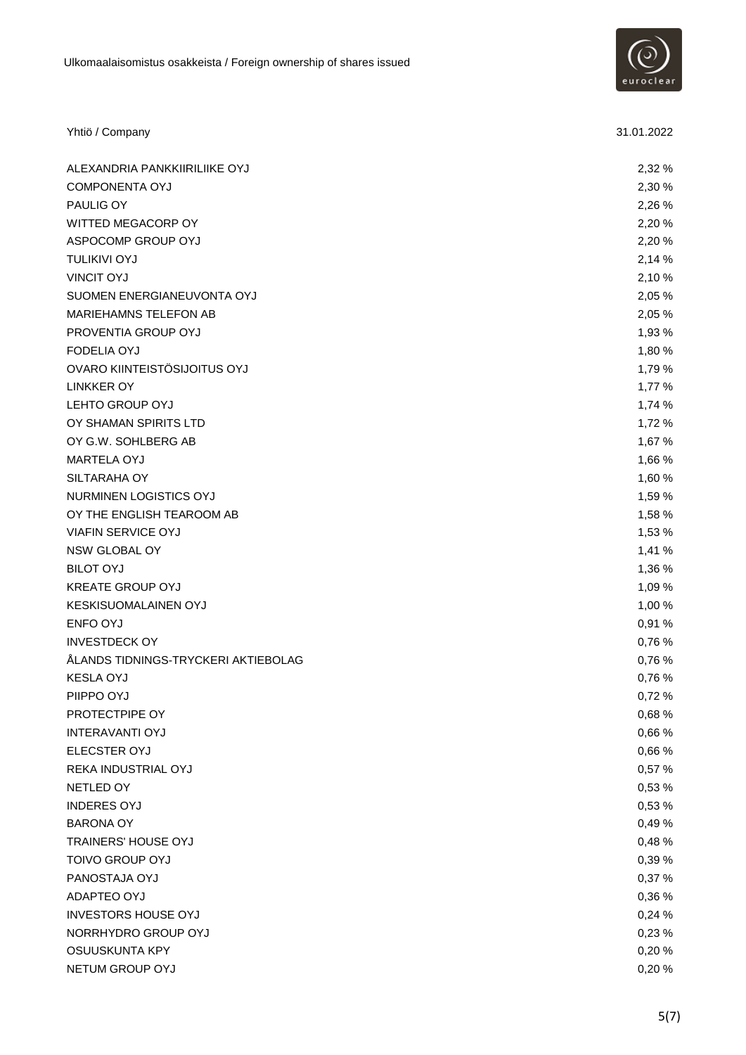Ulkomaalaisomistus osakkeista / Foreign ownership of shares issued

| Yhtiö / Company | 31.01.2022 |
| --- | --- |
| ALEXANDRIA PANKKIIRILIIKE OYJ | 2,32 % |
| COMPONENTA OYJ | 2,30 % |
| PAULIG OY | 2,26 % |
| WITTED MEGACORP OY | 2,20 % |
| ASPOCOMP GROUP OYJ | 2,20 % |
| TULIKIVI OYJ | 2,14 % |
| VINCIT OYJ | 2,10 % |
| SUOMEN ENERGIANEUVONTA OYJ | 2,05 % |
| MARIEHAMNS TELEFON AB | 2,05 % |
| PROVENTIA GROUP OYJ | 1,93 % |
| FODELIA OYJ | 1,80 % |
| OVARO KIINTEISTÖSIJOITUS OYJ | 1,79 % |
| LINKKER OY | 1,77 % |
| LEHTO GROUP OYJ | 1,74 % |
| OY SHAMAN SPIRITS LTD | 1,72 % |
| OY G.W. SOHLBERG AB | 1,67 % |
| MARTELA OYJ | 1,66 % |
| SILTARAHA OY | 1,60 % |
| NURMINEN LOGISTICS OYJ | 1,59 % |
| OY THE ENGLISH TEAROOM AB | 1,58 % |
| VIAFIN SERVICE OYJ | 1,53 % |
| NSW GLOBAL OY | 1,41 % |
| BILOT OYJ | 1,36 % |
| KREATE GROUP OYJ | 1,09 % |
| KESKISUOMALAINEN OYJ | 1,00 % |
| ENFO OYJ | 0,91 % |
| INVESTDECK OY | 0,76 % |
| ÅLANDS TIDNINGS-TRYCKERI AKTIEBOLAG | 0,76 % |
| KESLA OYJ | 0,76 % |
| PIIPPO OYJ | 0,72 % |
| PROTECTPIPE OY | 0,68 % |
| INTERAVANTI OYJ | 0,66 % |
| ELECSTER OYJ | 0,66 % |
| REKA INDUSTRIAL OYJ | 0,57 % |
| NETLED OY | 0,53 % |
| INDERES OYJ | 0,53 % |
| BARONA OY | 0,49 % |
| TRAINERS' HOUSE OYJ | 0,48 % |
| TOIVO GROUP OYJ | 0,39 % |
| PANOSTAJA OYJ | 0,37 % |
| ADAPTEO OYJ | 0,36 % |
| INVESTORS HOUSE OYJ | 0,24 % |
| NORRHYDRO GROUP OYJ | 0,23 % |
| OSUUSKUNTA KPY | 0,20 % |
| NETUM GROUP OYJ | 0,20 % |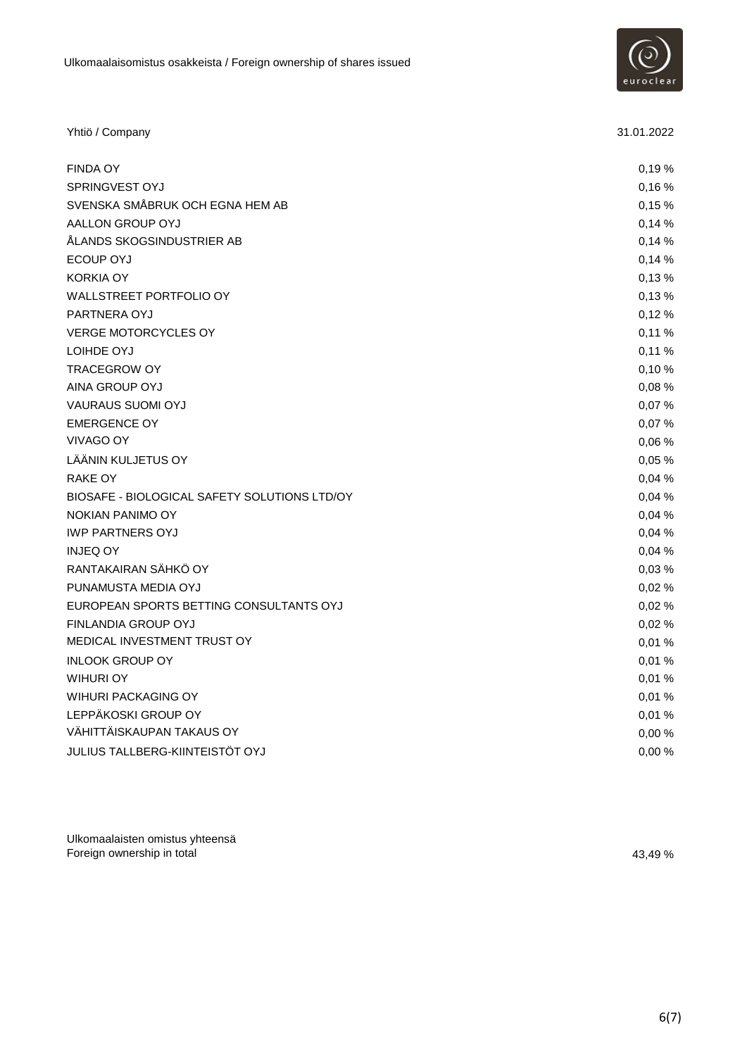Ulkomaalaisomistus osakkeista / Foreign ownership of shares issued

| Yhtiö / Company | 31.01.2022 |
|---|---|
| FINDA OY | 0,19 % |
| SPRINGVEST OYJ | 0,16 % |
| SVENSKA SMÅBRUK OCH EGNA HEM AB | 0,15 % |
| AALLON GROUP OYJ | 0,14 % |
| ÅLANDS SKOGSINDUSTRIER AB | 0,14 % |
| ECOUP OYJ | 0,14 % |
| KORKIA OY | 0,13 % |
| WALLSTREET PORTFOLIO OY | 0,13 % |
| PARTNERA OYJ | 0,12 % |
| VERGE MOTORCYCLES OY | 0,11 % |
| LOIHDE OYJ | 0,11 % |
| TRACEGROW OY | 0,10 % |
| AINA GROUP OYJ | 0,08 % |
| VAURAUS SUOMI OYJ | 0,07 % |
| EMERGENCE OY | 0,07 % |
| VIVAGO OY | 0,06 % |
| LÄÄNIN KULJETUS OY | 0,05 % |
| RAKE OY | 0,04 % |
| BIOSAFE - BIOLOGICAL SAFETY SOLUTIONS LTD/OY | 0,04 % |
| NOKIAN PANIMO OY | 0,04 % |
| IWP PARTNERS OYJ | 0,04 % |
| INJEQ OY | 0,04 % |
| RANTAKAIRAN SÄHKÖ OY | 0,03 % |
| PUNAMUSTA MEDIA OYJ | 0,02 % |
| EUROPEAN SPORTS BETTING CONSULTANTS OYJ | 0,02 % |
| FINLANDIA GROUP OYJ | 0,02 % |
| MEDICAL INVESTMENT TRUST OY | 0,01 % |
| INLOOK GROUP OY | 0,01 % |
| WIHURI OY | 0,01 % |
| WIHURI PACKAGING OY | 0,01 % |
| LEPPÄKOSKI GROUP OY | 0,01 % |
| VÄHITTÄISKAUPAN TAKAUS OY | 0,00 % |
| JULIUS TALLBERG-KIINTEISTÖT OYJ | 0,00 % |

Ulkomaalaisten omistus yhteensä
Foreign ownership in total 43,49 %